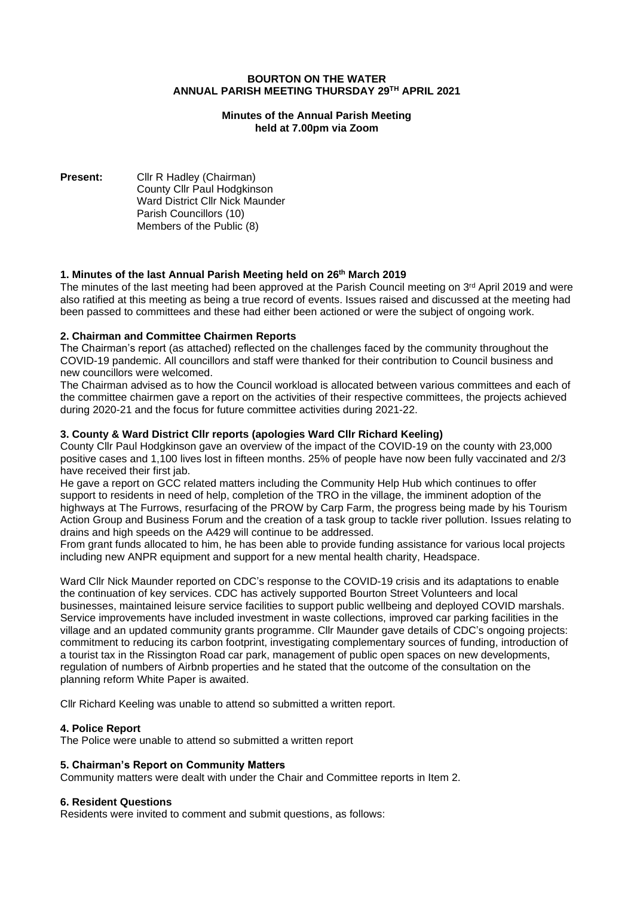**BOURTON ON THE WATER**
**ANNUAL PARISH MEETING THURSDAY 29TH APRIL 2021**

**Minutes of the Annual Parish Meeting held at 7.00pm via Zoom**

**Present:** Cllr R Hadley (Chairman)
County Cllr Paul Hodgkinson
Ward District Cllr Nick Maunder
Parish Councillors (10)
Members of the Public (8)

### 1. Minutes of the last Annual Parish Meeting held on 26th March 2019

The minutes of the last meeting had been approved at the Parish Council meeting on 3rd April 2019 and were also ratified at this meeting as being a true record of events. Issues raised and discussed at the meeting had been passed to committees and these had either been actioned or were the subject of ongoing work.

### 2. Chairman and Committee Chairmen Reports

The Chairman's report (as attached) reflected on the challenges faced by the community throughout the COVID-19 pandemic. All councillors and staff were thanked for their contribution to Council business and new councillors were welcomed.

The Chairman advised as to how the Council workload is allocated between various committees and each of the committee chairmen gave a report on the activities of their respective committees, the projects achieved during 2020-21 and the focus for future committee activities during 2021-22.

### 3. County & Ward District Cllr reports (apologies Ward Cllr Richard Keeling)

County Cllr Paul Hodgkinson gave an overview of the impact of the COVID-19 on the county with 23,000 positive cases and 1,100 lives lost in fifteen months. 25% of people have now been fully vaccinated and 2/3 have received their first jab.

He gave a report on GCC related matters including the Community Help Hub which continues to offer support to residents in need of help, completion of the TRO in the village, the imminent adoption of the highways at The Furrows, resurfacing of the PROW by Carp Farm, the progress being made by his Tourism Action Group and Business Forum and the creation of a task group to tackle river pollution. Issues relating to drains and high speeds on the A429 will continue to be addressed.

From grant funds allocated to him, he has been able to provide funding assistance for various local projects including new ANPR equipment and support for a new mental health charity, Headspace.

Ward Cllr Nick Maunder reported on CDC's response to the COVID-19 crisis and its adaptations to enable the continuation of key services. CDC has actively supported Bourton Street Volunteers and local businesses, maintained leisure service facilities to support public wellbeing and deployed COVID marshals. Service improvements have included investment in waste collections, improved car parking facilities in the village and an updated community grants programme. Cllr Maunder gave details of CDC's ongoing projects: commitment to reducing its carbon footprint, investigating complementary sources of funding, introduction of a tourist tax in the Rissington Road car park, management of public open spaces on new developments, regulation of numbers of Airbnb properties and he stated that the outcome of the consultation on the planning reform White Paper is awaited.

Cllr Richard Keeling was unable to attend so submitted a written report.

### 4. Police Report

The Police were unable to attend so submitted a written report

### 5. Chairman's Report on Community Matters

Community matters were dealt with under the Chair and Committee reports in Item 2.

### 6. Resident Questions

Residents were invited to comment and submit questions, as follows: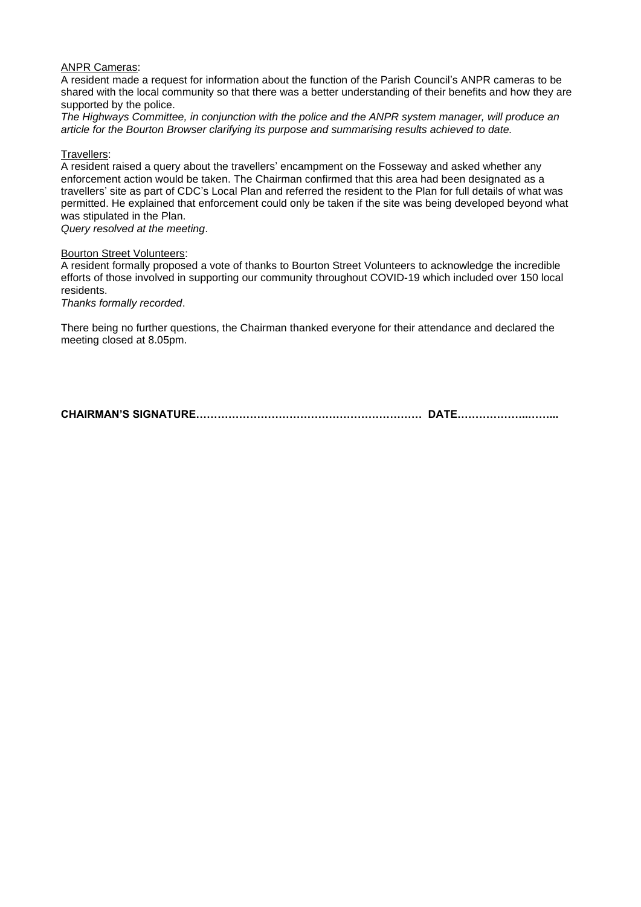ANPR Cameras:

A resident made a request for information about the function of the Parish Council's ANPR cameras to be shared with the local community so that there was a better understanding of their benefits and how they are supported by the police.

*The Highways Committee, in conjunction with the police and the ANPR system manager, will produce an article for the Bourton Browser clarifying its purpose and summarising results achieved to date.*

Travellers:

A resident raised a query about the travellers' encampment on the Fosseway and asked whether any enforcement action would be taken. The Chairman confirmed that this area had been designated as a travellers' site as part of CDC's Local Plan and referred the resident to the Plan for full details of what was permitted. He explained that enforcement could only be taken if the site was being developed beyond what was stipulated in the Plan.

*Query resolved at the meeting*.

Bourton Street Volunteers:

A resident formally proposed a vote of thanks to Bourton Street Volunteers to acknowledge the incredible efforts of those involved in supporting our community throughout COVID-19 which included over 150 local residents.

*Thanks formally recorded*.

There being no further questions, the Chairman thanked everyone for their attendance and declared the meeting closed at 8.05pm.

**CHAIRMAN'S SIGNATURE……………………………………………………… DATE………………..……..**